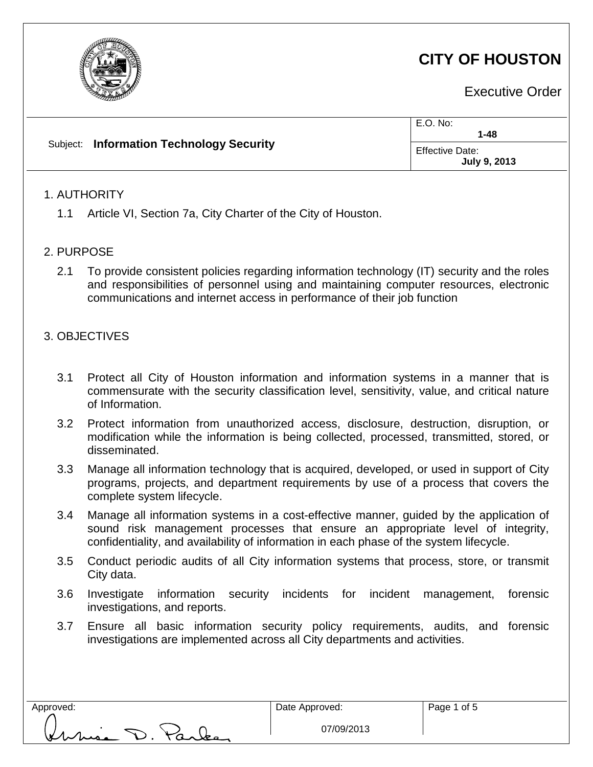# CITY OF HOUSTON

Executive Order

| Subject: **Information Technology Security** | E.O. No: **1-48** |
| --- | --- |
| | Effective Date: **July 9, 2013** |

## 1. AUTHORITY

1.1 Article VI, Section 7a, City Charter of the City of Houston.

## 2. PURPOSE

2.1 To provide consistent policies regarding information technology (IT) security and the roles and responsibilities of personnel using and maintaining computer resources, electronic communications and internet access in performance of their job function

## 3. OBJECTIVES

3.1 Protect all City of Houston information and information systems in a manner that is commensurate with the security classification level, sensitivity, value, and critical nature of Information.

3.2 Protect information from unauthorized access, disclosure, destruction, disruption, or modification while the information is being collected, processed, transmitted, stored, or disseminated.

3.3 Manage all information technology that is acquired, developed, or used in support of City programs, projects, and department requirements by use of a process that covers the complete system lifecycle.

3.4 Manage all information systems in a cost-effective manner, guided by the application of sound risk management processes that ensure an appropriate level of integrity, confidentiality, and availability of information in each phase of the system lifecycle.

3.5 Conduct periodic audits of all City information systems that process, store, or transmit City data.

3.6 Investigate information security incidents for incident management, forensic investigations, and reports.

3.7 Ensure all basic information security policy requirements, audits, and forensic investigations are implemented across all City departments and activities.

| Approved: | Date Approved: |
| --- | --- |
| Annise D. Parker | 07/09/2013 |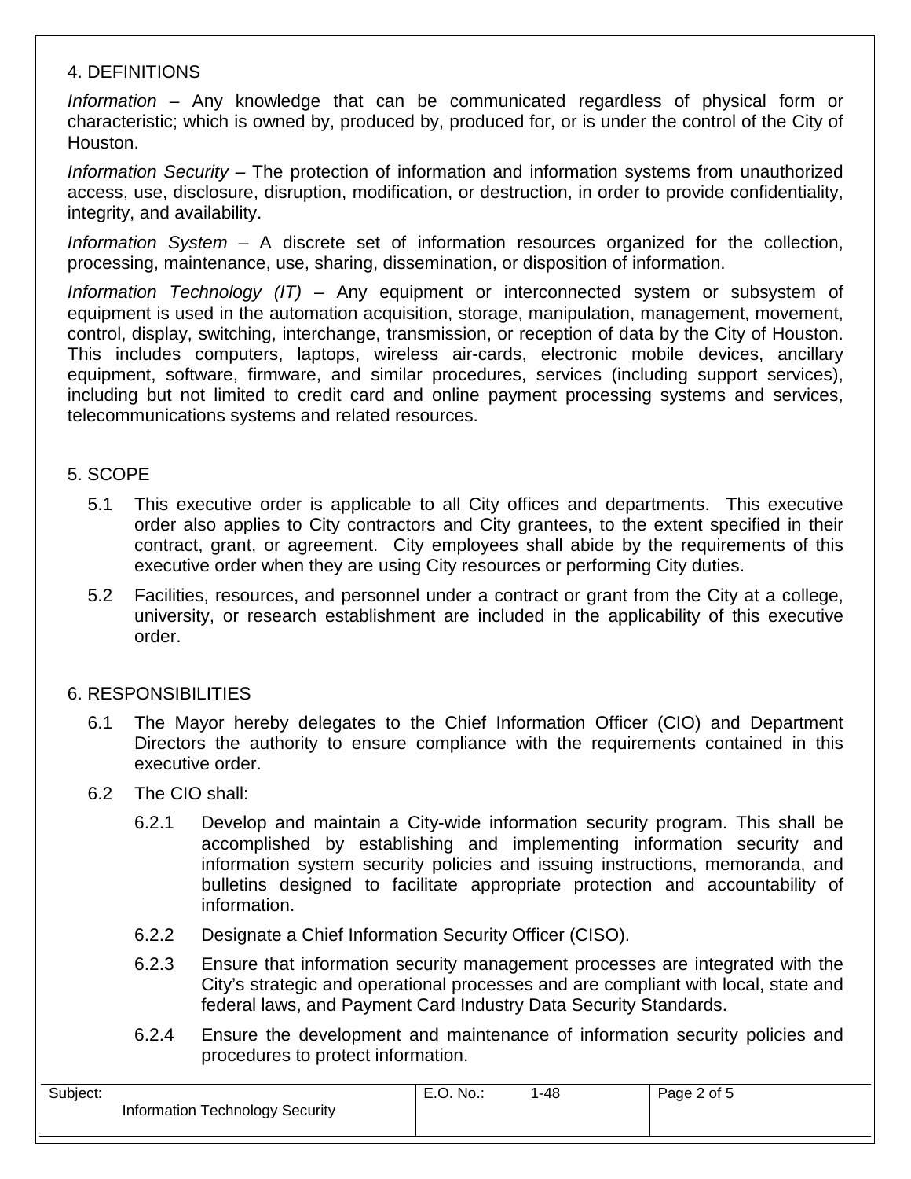## 4. DEFINITIONS

*Information* – Any knowledge that can be communicated regardless of physical form or characteristic; which is owned by, produced by, produced for, or is under the control of the City of Houston.

*Information Security* – The protection of information and information systems from unauthorized access, use, disclosure, disruption, modification, or destruction, in order to provide confidentiality, integrity, and availability.

*Information System* – A discrete set of information resources organized for the collection, processing, maintenance, use, sharing, dissemination, or disposition of information.

*Information Technology (IT)* – Any equipment or interconnected system or subsystem of equipment is used in the automation acquisition, storage, manipulation, management, movement, control, display, switching, interchange, transmission, or reception of data by the City of Houston. This includes computers, laptops, wireless air-cards, electronic mobile devices, ancillary equipment, software, firmware, and similar procedures, services (including support services), including but not limited to credit card and online payment processing systems and services, telecommunications systems and related resources.

## 5. SCOPE

5.1 This executive order is applicable to all City offices and departments. This executive order also applies to City contractors and City grantees, to the extent specified in their contract, grant, or agreement. City employees shall abide by the requirements of this executive order when they are using City resources or performing City duties.

5.2 Facilities, resources, and personnel under a contract or grant from the City at a college, university, or research establishment are included in the applicability of this executive order.

## 6. RESPONSIBILITIES

6.1 The Mayor hereby delegates to the Chief Information Officer (CIO) and Department Directors the authority to ensure compliance with the requirements contained in this executive order.

6.2 The CIO shall:

6.2.1 Develop and maintain a City-wide information security program. This shall be accomplished by establishing and implementing information security and information system security policies and issuing instructions, memoranda, and bulletins designed to facilitate appropriate protection and accountability of information.

6.2.2 Designate a Chief Information Security Officer (CISO).

6.2.3 Ensure that information security management processes are integrated with the City's strategic and operational processes and are compliant with local, state and federal laws, and Payment Card Industry Data Security Standards.

6.2.4 Ensure the development and maintenance of information security policies and procedures to protect information.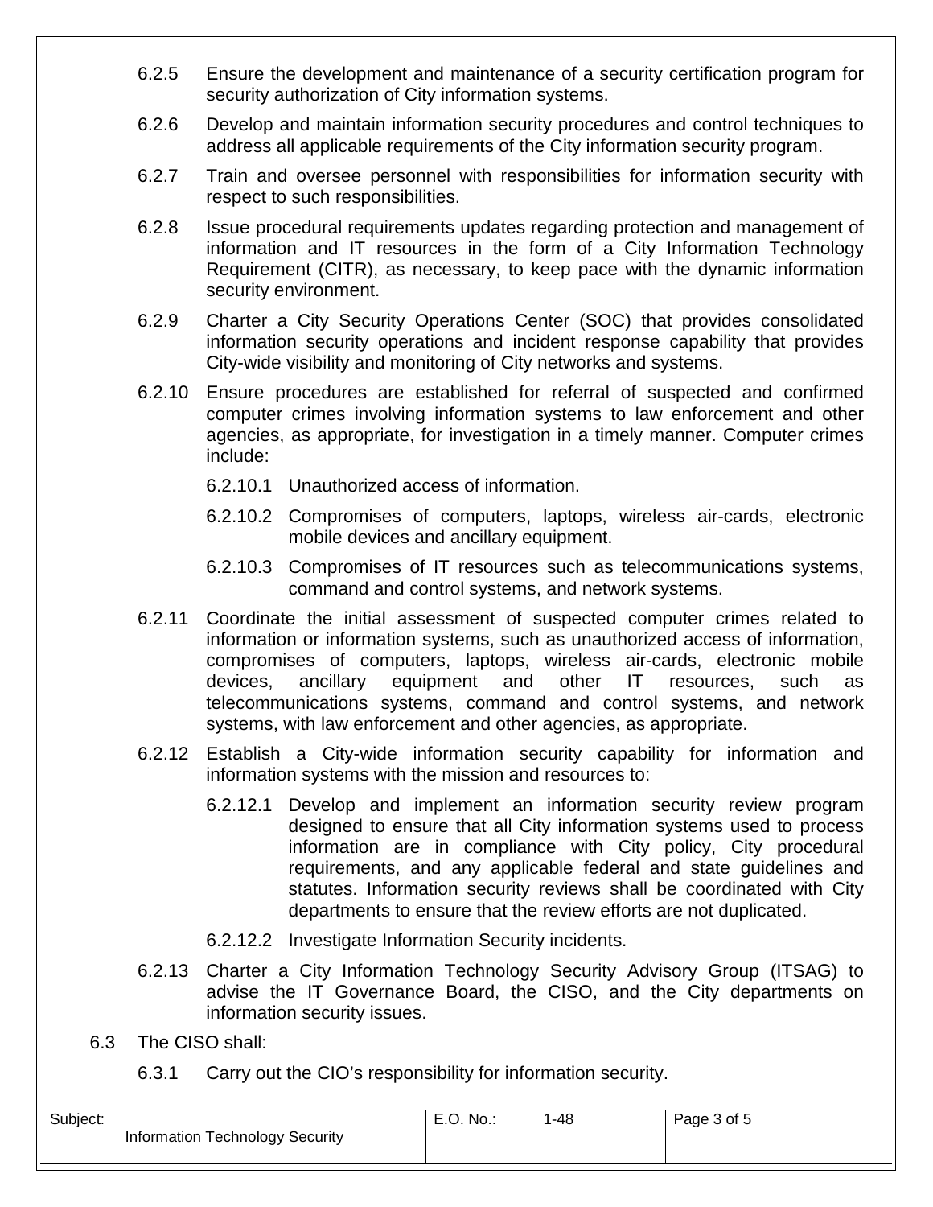6.2.5 Ensure the development and maintenance of a security certification program for security authorization of City information systems.

6.2.6 Develop and maintain information security procedures and control techniques to address all applicable requirements of the City information security program.

6.2.7 Train and oversee personnel with responsibilities for information security with respect to such responsibilities.

6.2.8 Issue procedural requirements updates regarding protection and management of information and IT resources in the form of a City Information Technology Requirement (CITR), as necessary, to keep pace with the dynamic information security environment.

6.2.9 Charter a City Security Operations Center (SOC) that provides consolidated information security operations and incident response capability that provides City-wide visibility and monitoring of City networks and systems.

6.2.10 Ensure procedures are established for referral of suspected and confirmed computer crimes involving information systems to law enforcement and other agencies, as appropriate, for investigation in a timely manner. Computer crimes include:

6.2.10.1 Unauthorized access of information.

6.2.10.2 Compromises of computers, laptops, wireless air-cards, electronic mobile devices and ancillary equipment.

6.2.10.3 Compromises of IT resources such as telecommunications systems, command and control systems, and network systems.

6.2.11 Coordinate the initial assessment of suspected computer crimes related to information or information systems, such as unauthorized access of information, compromises of computers, laptops, wireless air-cards, electronic mobile devices, ancillary equipment and other IT resources, such as telecommunications systems, command and control systems, and network systems, with law enforcement and other agencies, as appropriate.

6.2.12 Establish a City-wide information security capability for information and information systems with the mission and resources to:

6.2.12.1 Develop and implement an information security review program designed to ensure that all City information systems used to process information are in compliance with City policy, City procedural requirements, and any applicable federal and state guidelines and statutes. Information security reviews shall be coordinated with City departments to ensure that the review efforts are not duplicated.

6.2.12.2 Investigate Information Security incidents.

6.2.13 Charter a City Information Technology Security Advisory Group (ITSAG) to advise the IT Governance Board, the CISO, and the City departments on information security issues.

6.3 The CISO shall:

6.3.1 Carry out the CIO's responsibility for information security.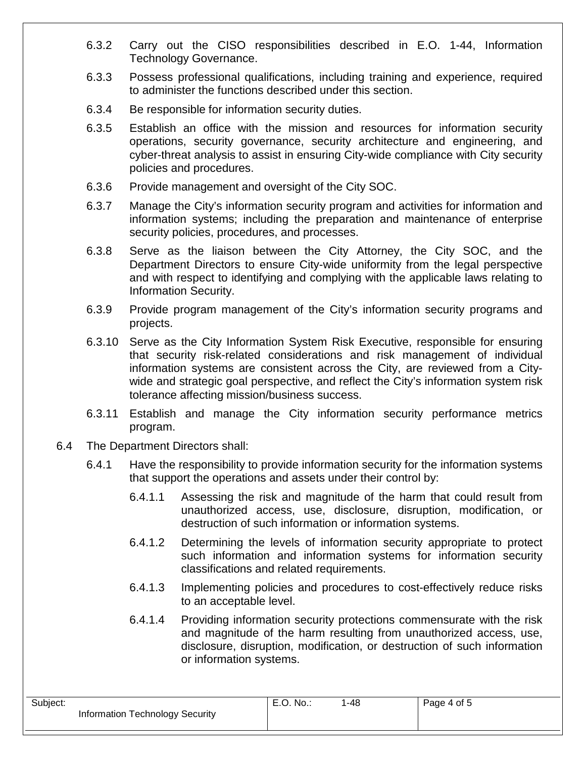6.3.2 Carry out the CISO responsibilities described in E.O. 1-44, Information Technology Governance.

6.3.3 Possess professional qualifications, including training and experience, required to administer the functions described under this section.

6.3.4 Be responsible for information security duties.

6.3.5 Establish an office with the mission and resources for information security operations, security governance, security architecture and engineering, and cyber-threat analysis to assist in ensuring City-wide compliance with City security policies and procedures.

6.3.6 Provide management and oversight of the City SOC.

6.3.7 Manage the City's information security program and activities for information and information systems; including the preparation and maintenance of enterprise security policies, procedures, and processes.

6.3.8 Serve as the liaison between the City Attorney, the City SOC, and the Department Directors to ensure City-wide uniformity from the legal perspective and with respect to identifying and complying with the applicable laws relating to Information Security.

6.3.9 Provide program management of the City's information security programs and projects.

6.3.10 Serve as the City Information System Risk Executive, responsible for ensuring that security risk-related considerations and risk management of individual information systems are consistent across the City, are reviewed from a City-wide and strategic goal perspective, and reflect the City's information system risk tolerance affecting mission/business success.

6.3.11 Establish and manage the City information security performance metrics program.

6.4 The Department Directors shall:

6.4.1 Have the responsibility to provide information security for the information systems that support the operations and assets under their control by:

6.4.1.1 Assessing the risk and magnitude of the harm that could result from unauthorized access, use, disclosure, disruption, modification, or destruction of such information or information systems.

6.4.1.2 Determining the levels of information security appropriate to protect such information and information systems for information security classifications and related requirements.

6.4.1.3 Implementing policies and procedures to cost-effectively reduce risks to an acceptable level.

6.4.1.4 Providing information security protections commensurate with the risk and magnitude of the harm resulting from unauthorized access, use, disclosure, disruption, modification, or destruction of such information or information systems.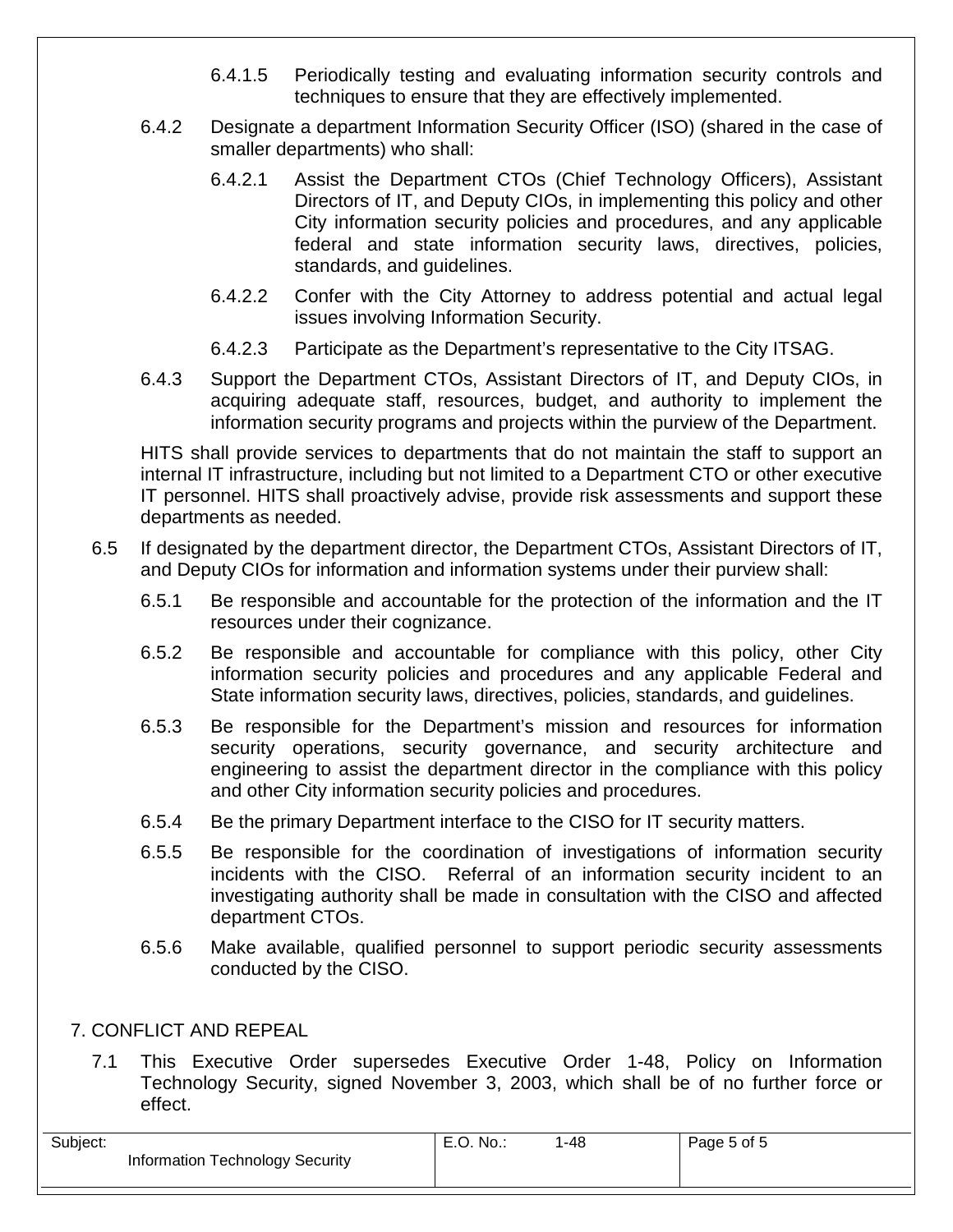6.4.1.5 Periodically testing and evaluating information security controls and techniques to ensure that they are effectively implemented.

6.4.2 Designate a department Information Security Officer (ISO) (shared in the case of smaller departments) who shall:

6.4.2.1 Assist the Department CTOs (Chief Technology Officers), Assistant Directors of IT, and Deputy CIOs, in implementing this policy and other City information security policies and procedures, and any applicable federal and state information security laws, directives, policies, standards, and guidelines.

6.4.2.2 Confer with the City Attorney to address potential and actual legal issues involving Information Security.

6.4.2.3 Participate as the Department's representative to the City ITSAG.

6.4.3 Support the Department CTOs, Assistant Directors of IT, and Deputy CIOs, in acquiring adequate staff, resources, budget, and authority to implement the information security programs and projects within the purview of the Department.

HITS shall provide services to departments that do not maintain the staff to support an internal IT infrastructure, including but not limited to a Department CTO or other executive IT personnel. HITS shall proactively advise, provide risk assessments and support these departments as needed.

6.5 If designated by the department director, the Department CTOs, Assistant Directors of IT, and Deputy CIOs for information and information systems under their purview shall:

6.5.1 Be responsible and accountable for the protection of the information and the IT resources under their cognizance.

6.5.2 Be responsible and accountable for compliance with this policy, other City information security policies and procedures and any applicable Federal and State information security laws, directives, policies, standards, and guidelines.

6.5.3 Be responsible for the Department's mission and resources for information security operations, security governance, and security architecture and engineering to assist the department director in the compliance with this policy and other City information security policies and procedures.

6.5.4 Be the primary Department interface to the CISO for IT security matters.

6.5.5 Be responsible for the coordination of investigations of information security incidents with the CISO. Referral of an information security incident to an investigating authority shall be made in consultation with the CISO and affected department CTOs.

6.5.6 Make available, qualified personnel to support periodic security assessments conducted by the CISO.

## 7. CONFLICT AND REPEAL

7.1 This Executive Order supersedes Executive Order 1-48, Policy on Information Technology Security, signed November 3, 2003, which shall be of no further force or effect.